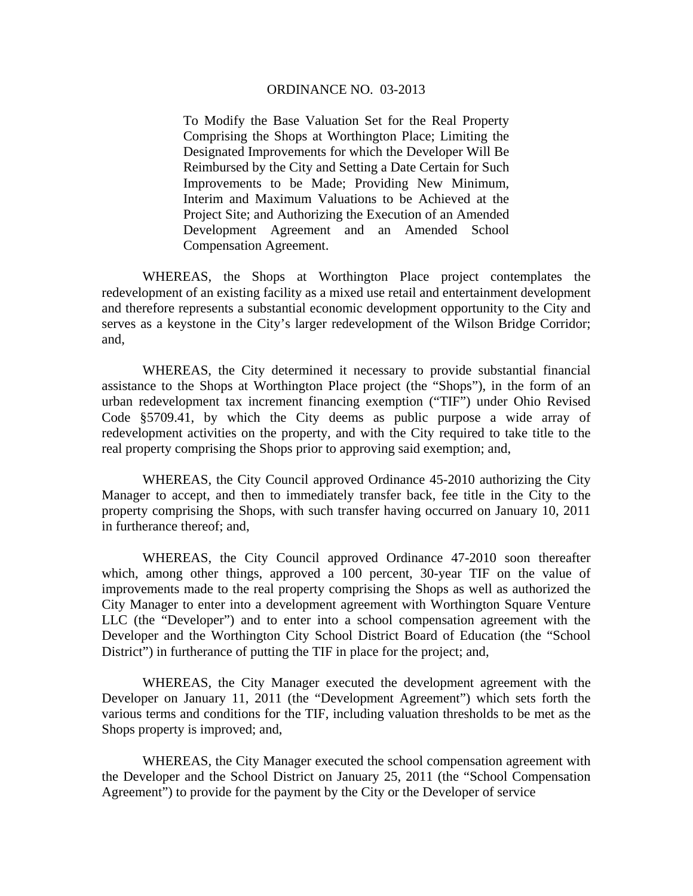# ORDINANCE NO. 03-2013

To Modify the Base Valuation Set for the Real Property Comprising the Shops at Worthington Place; Limiting the Designated Improvements for which the Developer Will Be Reimbursed by the City and Setting a Date Certain for Such Improvements to be Made; Providing New Minimum, Interim and Maximum Valuations to be Achieved at the Project Site; and Authorizing the Execution of an Amended Development Agreement and an Amended School Compensation Agreement.

WHEREAS, the Shops at Worthington Place project contemplates the redevelopment of an existing facility as a mixed use retail and entertainment development and therefore represents a substantial economic development opportunity to the City and serves as a keystone in the City's larger redevelopment of the Wilson Bridge Corridor; and,

WHEREAS, the City determined it necessary to provide substantial financial assistance to the Shops at Worthington Place project (the "Shops"), in the form of an urban redevelopment tax increment financing exemption ("TIF") under Ohio Revised Code §5709.41, by which the City deems as public purpose a wide array of redevelopment activities on the property, and with the City required to take title to the real property comprising the Shops prior to approving said exemption; and,

WHEREAS, the City Council approved Ordinance 45-2010 authorizing the City Manager to accept, and then to immediately transfer back, fee title in the City to the property comprising the Shops, with such transfer having occurred on January 10, 2011 in furtherance thereof; and,

WHEREAS, the City Council approved Ordinance 47-2010 soon thereafter which, among other things, approved a 100 percent, 30-year TIF on the value of improvements made to the real property comprising the Shops as well as authorized the City Manager to enter into a development agreement with Worthington Square Venture LLC (the "Developer") and to enter into a school compensation agreement with the Developer and the Worthington City School District Board of Education (the "School District") in furtherance of putting the TIF in place for the project; and,

WHEREAS, the City Manager executed the development agreement with the Developer on January 11, 2011 (the "Development Agreement") which sets forth the various terms and conditions for the TIF, including valuation thresholds to be met as the Shops property is improved; and,

WHEREAS, the City Manager executed the school compensation agreement with the Developer and the School District on January 25, 2011 (the "School Compensation Agreement") to provide for the payment by the City or the Developer of service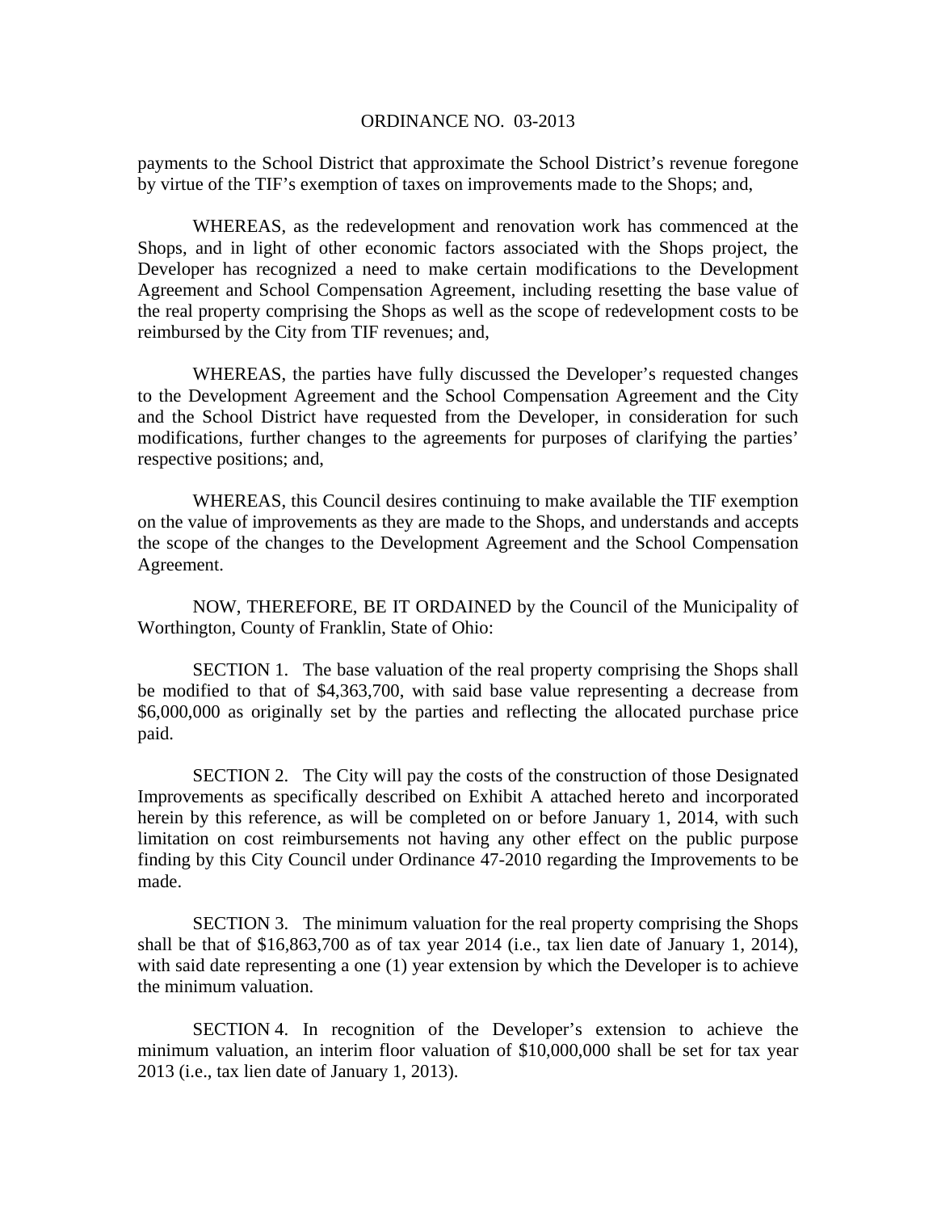payments to the School District that approximate the School District's revenue foregone by virtue of the TIF's exemption of taxes on improvements made to the Shops; and,

WHEREAS, as the redevelopment and renovation work has commenced at the Shops, and in light of other economic factors associated with the Shops project, the Developer has recognized a need to make certain modifications to the Development Agreement and School Compensation Agreement, including resetting the base value of the real property comprising the Shops as well as the scope of redevelopment costs to be reimbursed by the City from TIF revenues; and,

WHEREAS, the parties have fully discussed the Developer's requested changes to the Development Agreement and the School Compensation Agreement and the City and the School District have requested from the Developer, in consideration for such modifications, further changes to the agreements for purposes of clarifying the parties' respective positions; and,

WHEREAS, this Council desires continuing to make available the TIF exemption on the value of improvements as they are made to the Shops, and understands and accepts the scope of the changes to the Development Agreement and the School Compensation Agreement.

NOW, THEREFORE, BE IT ORDAINED by the Council of the Municipality of Worthington, County of Franklin, State of Ohio:

SECTION 1. The base valuation of the real property comprising the Shops shall be modified to that of $4,363,700, with said base value representing a decrease from $6,000,000 as originally set by the parties and reflecting the allocated purchase price paid.

SECTION 2. The City will pay the costs of the construction of those Designated Improvements as specifically described on Exhibit A attached hereto and incorporated herein by this reference, as will be completed on or before January 1, 2014, with such limitation on cost reimbursements not having any other effect on the public purpose finding by this City Council under Ordinance 47-2010 regarding the Improvements to be made.

SECTION 3. The minimum valuation for the real property comprising the Shops shall be that of $16,863,700 as of tax year 2014 (i.e., tax lien date of January 1, 2014), with said date representing a one (1) year extension by which the Developer is to achieve the minimum valuation.

SECTION 4. In recognition of the Developer's extension to achieve the minimum valuation, an interim floor valuation of $10,000,000 shall be set for tax year 2013 (i.e., tax lien date of January 1, 2013).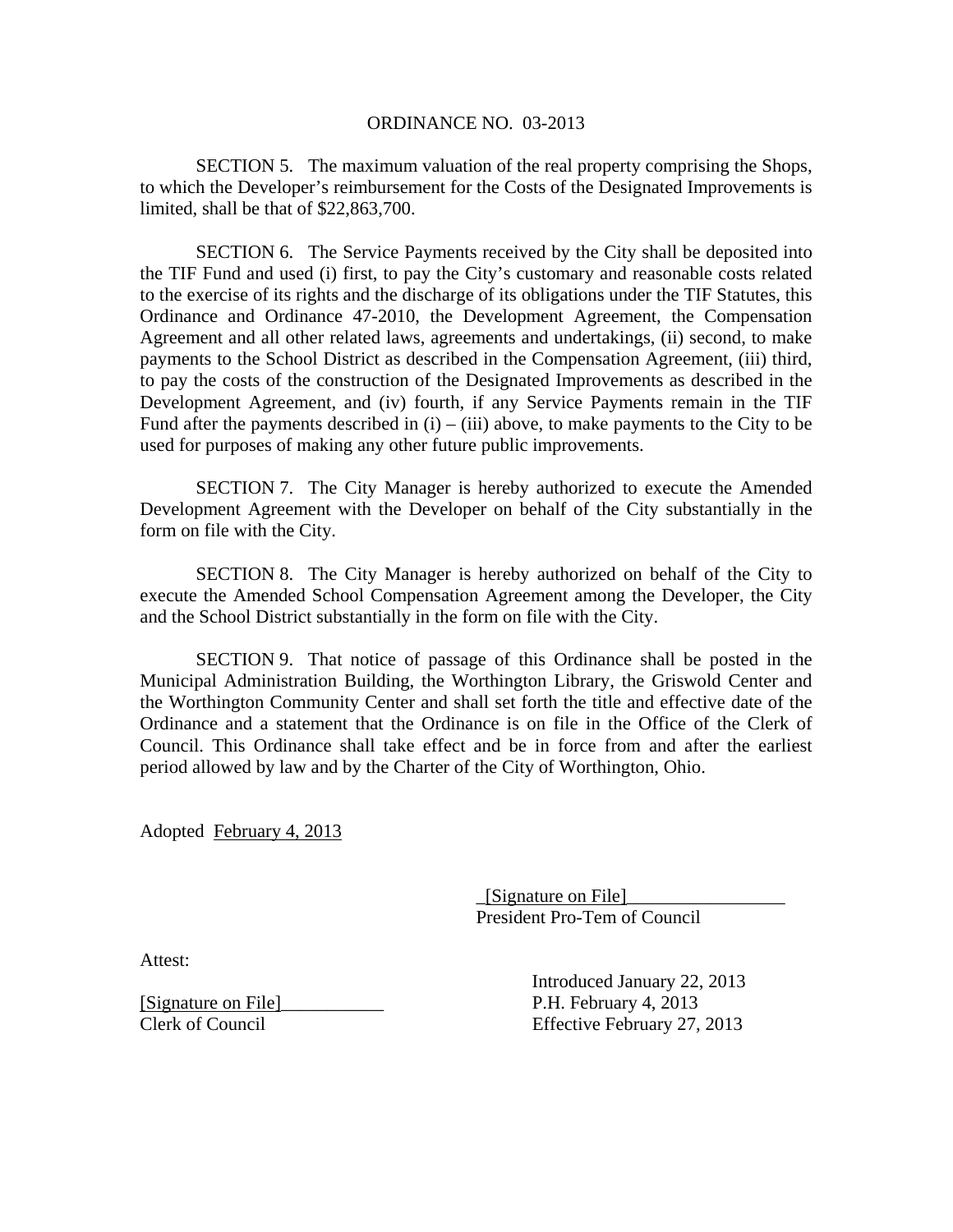ORDINANCE NO. 03-2013

SECTION 5. The maximum valuation of the real property comprising the Shops, to which the Developer's reimbursement for the Costs of the Designated Improvements is limited, shall be that of $22,863,700.

SECTION 6. The Service Payments received by the City shall be deposited into the TIF Fund and used (i) first, to pay the City's customary and reasonable costs related to the exercise of its rights and the discharge of its obligations under the TIF Statutes, this Ordinance and Ordinance 47-2010, the Development Agreement, the Compensation Agreement and all other related laws, agreements and undertakings, (ii) second, to make payments to the School District as described in the Compensation Agreement, (iii) third, to pay the costs of the construction of the Designated Improvements as described in the Development Agreement, and (iv) fourth, if any Service Payments remain in the TIF Fund after the payments described in (i) – (iii) above, to make payments to the City to be used for purposes of making any other future public improvements.

SECTION 7. The City Manager is hereby authorized to execute the Amended Development Agreement with the Developer on behalf of the City substantially in the form on file with the City.

SECTION 8. The City Manager is hereby authorized on behalf of the City to execute the Amended School Compensation Agreement among the Developer, the City and the School District substantially in the form on file with the City.

SECTION 9. That notice of passage of this Ordinance shall be posted in the Municipal Administration Building, the Worthington Library, the Griswold Center and the Worthington Community Center and shall set forth the title and effective date of the Ordinance and a statement that the Ordinance is on file in the Office of the Clerk of Council. This Ordinance shall take effect and be in force from and after the earliest period allowed by law and by the Charter of the City of Worthington, Ohio.

Adopted February 4, 2013

_[Signature on File]_________________
President Pro-Tem of Council

Attest:

[Signature on File]___________
Clerk of Council

Introduced January 22, 2013
P.H. February 4, 2013
Effective February 27, 2013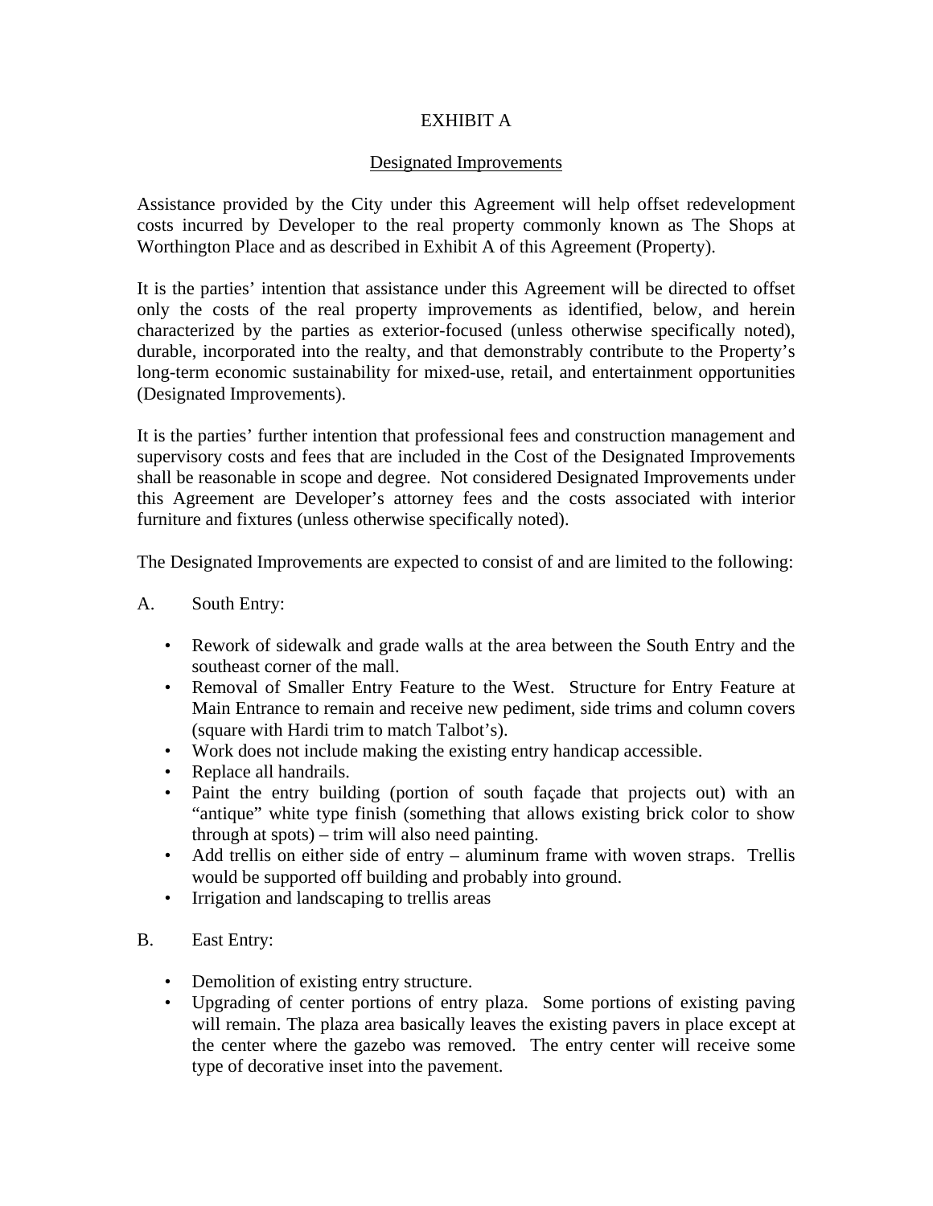# EXHIBIT A

## Designated Improvements

Assistance provided by the City under this Agreement will help offset redevelopment costs incurred by Developer to the real property commonly known as The Shops at Worthington Place and as described in Exhibit A of this Agreement (Property).

It is the parties' intention that assistance under this Agreement will be directed to offset only the costs of the real property improvements as identified, below, and herein characterized by the parties as exterior-focused (unless otherwise specifically noted), durable, incorporated into the realty, and that demonstrably contribute to the Property's long-term economic sustainability for mixed-use, retail, and entertainment opportunities (Designated Improvements).

It is the parties' further intention that professional fees and construction management and supervisory costs and fees that are included in the Cost of the Designated Improvements shall be reasonable in scope and degree. Not considered Designated Improvements under this Agreement are Developer's attorney fees and the costs associated with interior furniture and fixtures (unless otherwise specifically noted).

The Designated Improvements are expected to consist of and are limited to the following:

A. South Entry:

- Rework of sidewalk and grade walls at the area between the South Entry and the southeast corner of the mall.
- Removal of Smaller Entry Feature to the West. Structure for Entry Feature at Main Entrance to remain and receive new pediment, side trims and column covers (square with Hardi trim to match Talbot's).
- Work does not include making the existing entry handicap accessible.
- Replace all handrails.
- Paint the entry building (portion of south façade that projects out) with an "antique" white type finish (something that allows existing brick color to show through at spots) – trim will also need painting.
- Add trellis on either side of entry – aluminum frame with woven straps. Trellis would be supported off building and probably into ground.
- Irrigation and landscaping to trellis areas

B. East Entry:

- Demolition of existing entry structure.
- Upgrading of center portions of entry plaza. Some portions of existing paving will remain. The plaza area basically leaves the existing pavers in place except at the center where the gazebo was removed. The entry center will receive some type of decorative inset into the pavement.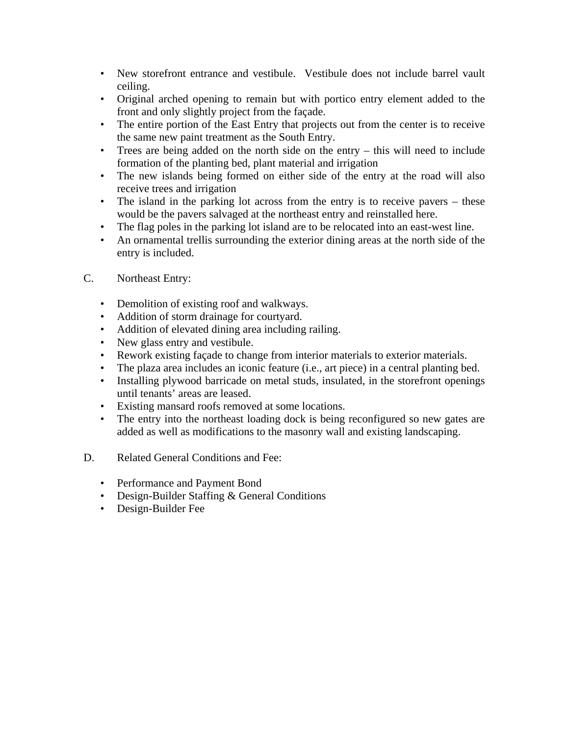- New storefront entrance and vestibule.  Vestibule does not include barrel vault ceiling.
- Original arched opening to remain but with portico entry element added to the front and only slightly project from the façade.
- The entire portion of the East Entry that projects out from the center is to receive the same new paint treatment as the South Entry.
- Trees are being added on the north side on the entry – this will need to include formation of the planting bed, plant material and irrigation
- The new islands being formed on either side of the entry at the road will also receive trees and irrigation
- The island in the parking lot across from the entry is to receive pavers – these would be the pavers salvaged at the northeast entry and reinstalled here.
- The flag poles in the parking lot island are to be relocated into an east-west line.
- An ornamental trellis surrounding the exterior dining areas at the north side of the entry is included.

C. Northeast Entry:

- Demolition of existing roof and walkways.
- Addition of storm drainage for courtyard.
- Addition of elevated dining area including railing.
- New glass entry and vestibule.
- Rework existing façade to change from interior materials to exterior materials.
- The plaza area includes an iconic feature (i.e., art piece) in a central planting bed.
- Installing plywood barricade on metal studs, insulated, in the storefront openings until tenants' areas are leased.
- Existing mansard roofs removed at some locations.
- The entry into the northeast loading dock is being reconfigured so new gates are added as well as modifications to the masonry wall and existing landscaping.

D. Related General Conditions and Fee:

- Performance and Payment Bond
- Design-Builder Staffing & General Conditions
- Design-Builder Fee